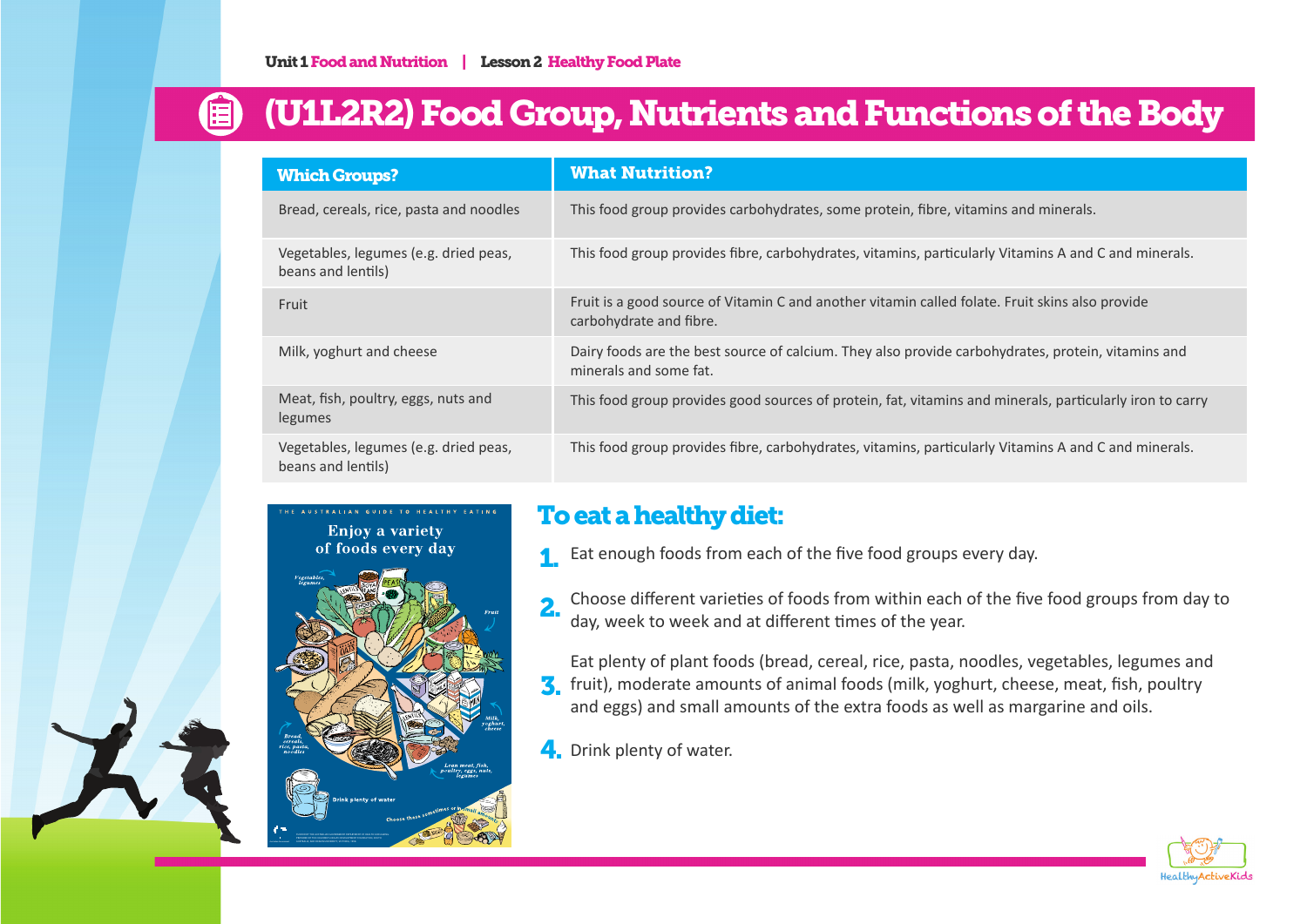Unit 1 Food and Nutrition | Lesson 2 Healthy Food Plate

# (U1L2R2) Food Group, Nutrients and Functions of the Body

| Which Groups? | What Nutrition? |
|---|---|
| Bread, cereals, rice, pasta and noodles | This food group provides carbohydrates, some protein, fibre, vitamins and minerals. |
| Vegetables, legumes (e.g. dried peas, beans and lentils) | This food group provides fibre, carbohydrates, vitamins, particularly Vitamins A and C and minerals. |
| Fruit | Fruit is a good source of Vitamin C and another vitamin called folate. Fruit skins also provide carbohydrate and fibre. |
| Milk, yoghurt and cheese | Dairy foods are the best source of calcium. They also provide carbohydrates, protein, vitamins and minerals and some fat. |
| Meat, fish, poultry, eggs, nuts and legumes | This food group provides good sources of protein, fat, vitamins and minerals, particularly iron to carry |
| Vegetables, legumes (e.g. dried peas, beans and lentils) | This food group provides fibre, carbohydrates, vitamins, particularly Vitamins A and C and minerals. |

## To eat a healthy diet:

1. Eat enough foods from each of the five food groups every day.
2. Choose different varieties of foods from within each of the five food groups from day to day, week to week and at different times of the year.
3. Eat plenty of plant foods (bread, cereal, rice, pasta, noodles, vegetables, legumes and fruit), moderate amounts of animal foods (milk, yoghurt, cheese, meat, fish, poultry and eggs) and small amounts of the extra foods as well as margarine and oils.
4. Drink plenty of water.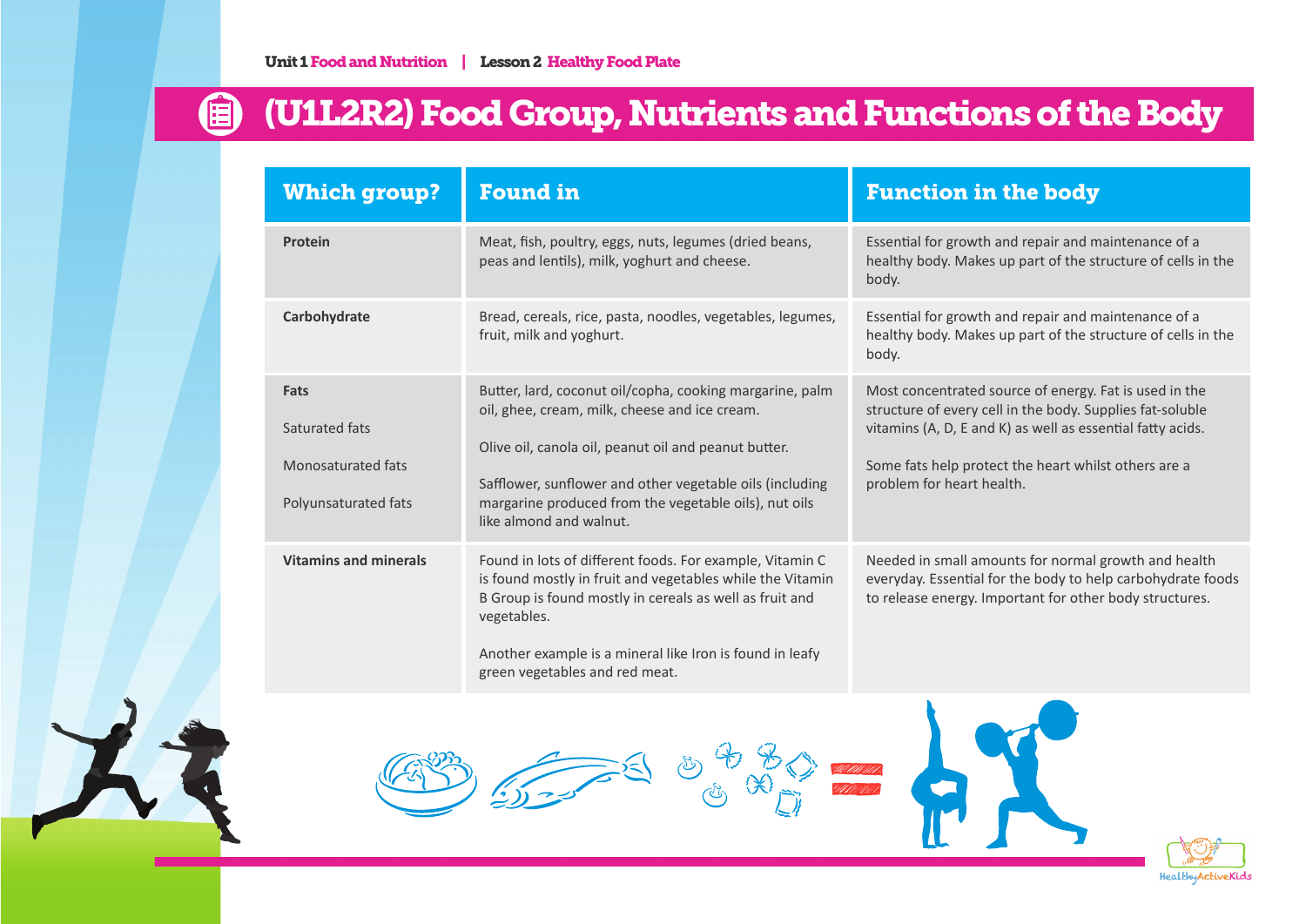# (U1L2R2) Food Group, Nutrients and Functions of the Body

| Which group? | Found in | Function in the body |
| --- | --- | --- |
| **Protein** | Meat, fish, poultry, eggs, nuts, legumes (dried beans, peas and lentils), milk, yoghurt and cheese. | Essential for growth and repair and maintenance of a healthy body. Makes up part of the structure of cells in the body. |
| **Carbohydrate** | Bread, cereals, rice, pasta, noodles, vegetables, legumes, fruit, milk and yoghurt. | Essential for growth and repair and maintenance of a healthy body. Makes up part of the structure of cells in the body. |
| **Fats**<br><br>Saturated fats<br><br>Monosaturated fats<br><br>Polyunsaturated fats | Butter, lard, coconut oil/copha, cooking margarine, palm oil, ghee, cream, milk, cheese and ice cream.<br><br>Olive oil, canola oil, peanut oil and peanut butter.<br><br>Safflower, sunflower and other vegetable oils (including margarine produced from the vegetable oils), nut oils like almond and walnut. | Most concentrated source of energy. Fat is used in the structure of every cell in the body. Supplies fat-soluble vitamins (A, D, E and K) as well as essential fatty acids.<br><br>Some fats help protect the heart whilst others are a problem for heart health. |
| **Vitamins and minerals** | Found in lots of different foods. For example, Vitamin C is found mostly in fruit and vegetables while the Vitamin B Group is found mostly in cereals as well as fruit and vegetables.<br><br>Another example is a mineral like Iron is found in leafy green vegetables and red meat. | Needed in small amounts for normal growth and health everyday. Essential for the body to help carbohydrate foods to release energy. Important for other body structures. |